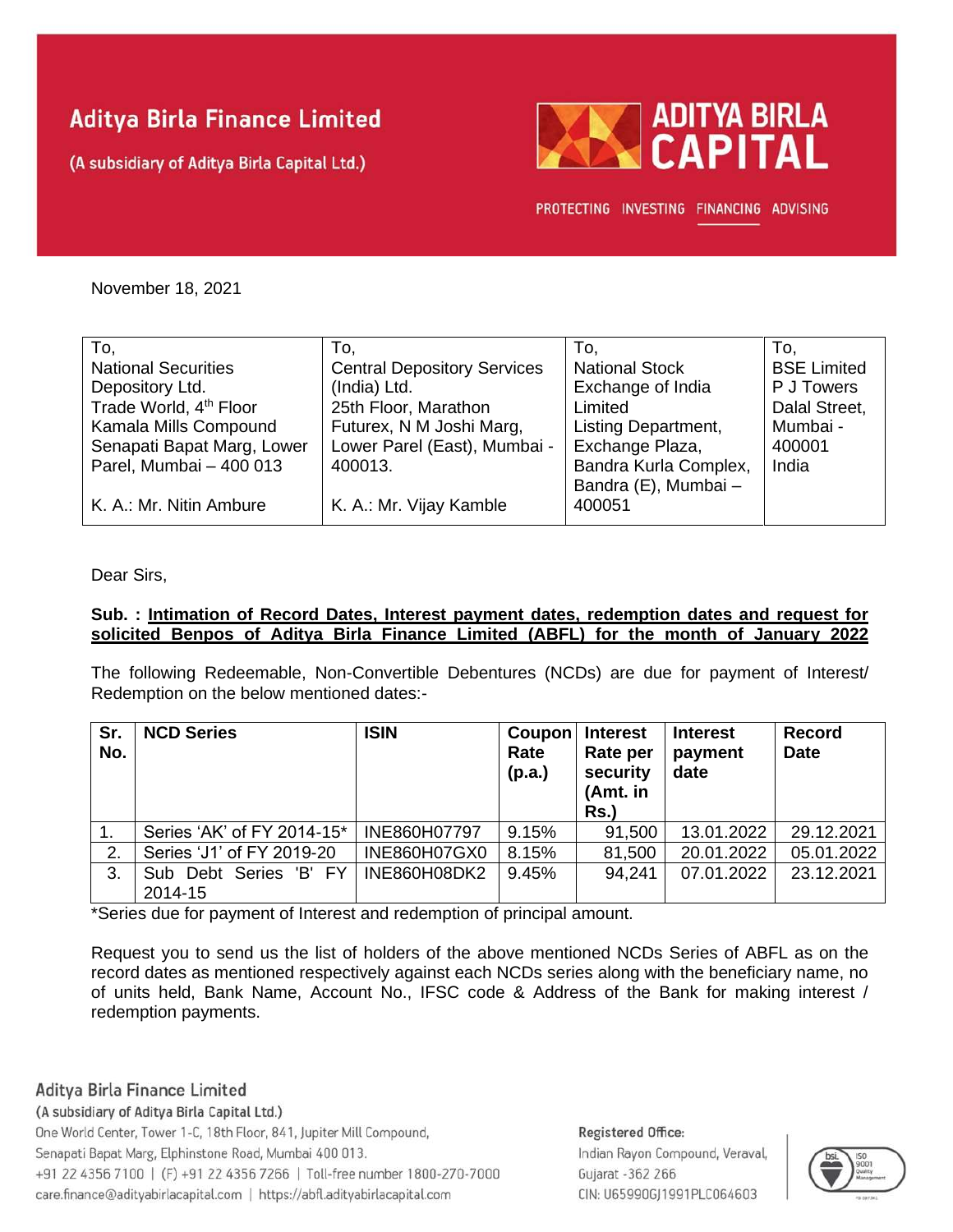Aditya Birla Finance Limited

(A subsidiary of Aditya Birla Capital Ltd.)

ADITYA BIRLA CAPITAL

PROTECTING INVESTING FINANCING ADVISING

November 18, 2021

| To, | To, | To, | To, |
|---|---|---|---|
| National Securities Depository Ltd.<br>Trade World, 4th Floor<br>Kamala Mills Compound<br>Senapati Bapat Marg, Lower Parel, Mumbai – 400 013<br><br>K. A.: Mr. Nitin Ambure | Central Depository Services (India) Ltd.<br>25th Floor, Marathon Futurex, N M Joshi Marg, Lower Parel (East), Mumbai - 400013.<br><br>K. A.: Mr. Vijay Kamble | National Stock Exchange of India Limited<br>Listing Department, Exchange Plaza, Bandra Kurla Complex, Bandra (E), Mumbai – 400051 | BSE Limited<br>P J Towers<br>Dalal Street, Mumbai - 400001<br>India |

Dear Sirs,

**Sub. : Intimation of Record Dates, Interest payment dates, redemption dates and request for solicited Benpos of Aditya Birla Finance Limited (ABFL) for the month of January 2022**

The following Redeemable, Non-Convertible Debentures (NCDs) are due for payment of Interest/ Redemption on the below mentioned dates:-

| Sr. No. | NCD Series | ISIN | Coupon Rate (p.a.) | Interest Rate per security (Amt. in Rs.) | Interest payment date | Record Date |
|---|---|---|---|---|---|---|
| 1. | Series 'AK' of FY 2014-15* | INE860H07797 | 9.15% | 91,500 | 13.01.2022 | 29.12.2021 |
| 2. | Series 'J1' of FY 2019-20 | INE860H07GX0 | 8.15% | 81,500 | 20.01.2022 | 05.01.2022 |
| 3. | Sub Debt Series 'B' FY 2014-15 | INE860H08DK2 | 9.45% | 94,241 | 07.01.2022 | 23.12.2021 |

*Series due for payment of Interest and redemption of principal amount.

Request you to send us the list of holders of the above mentioned NCDs Series of ABFL as on the record dates as mentioned respectively against each NCDs series along with the beneficiary name, no of units held, Bank Name, Account No., IFSC code & Address of the Bank for making interest / redemption payments.

**Aditya Birla Finance Limited**

(A subsidiary of Aditya Birla Capital Ltd.)

One World Center, Tower 1-C, 18th Floor, 841, Jupiter Mill Compound, Senapati Bapat Marg, Elphinstone Road, Mumbai 400 013.

+91 22 4356 7100 | (F) +91 22 4356 7266 | Toll-free number 1800-270-7000

care.finance@adityabirlacapital.com | https://abfl.adityabirlacapital.com

Registered Office:

Indian Rayon Compound, Veraval, Gujarat -362 266

CIN: U65990GJ1991PLC064603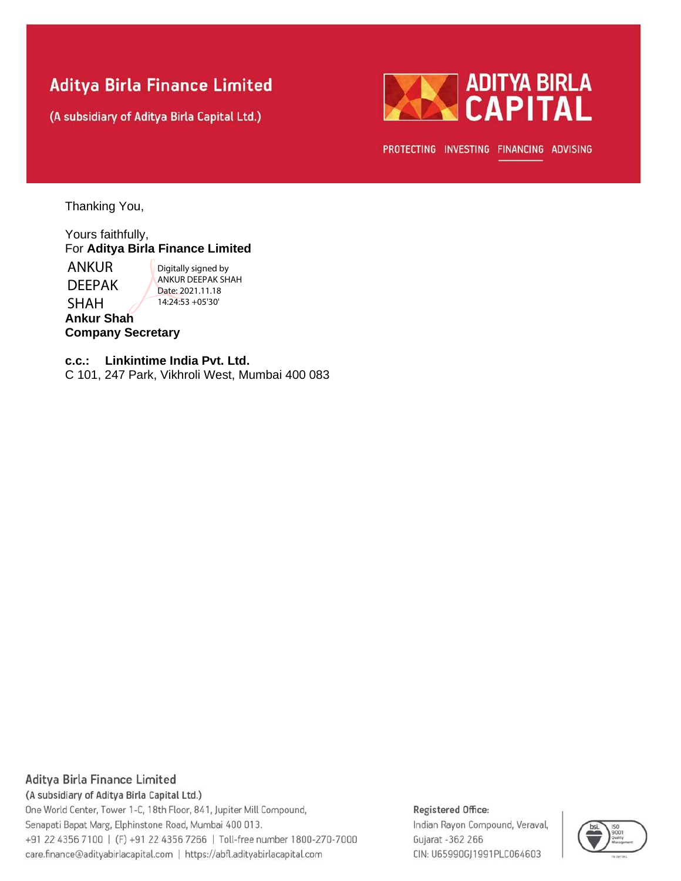Thanking You,

Yours faithfully,
For **Aditya Birla Finance Limited**

ANKUR DEEPAK SHAH — Digitally signed by ANKUR DEEPAK SHAH Date: 2021.11.18 14:24:53 +05'30'

**Ankur Shah**
**Company Secretary**

**c.c.: Linkintime India Pvt. Ltd.**
C 101, 247 Park, Vikhroli West, Mumbai 400 083